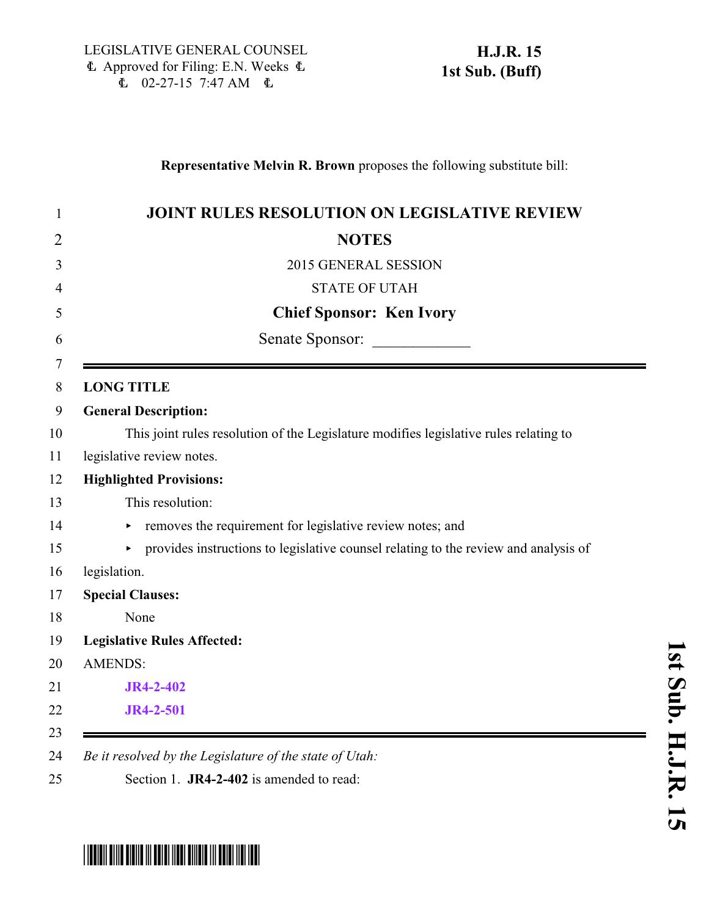LEGISLATIVE GENERAL COUNSEL
Approved for Filing: E.N. Weeks
02-27-15 7:47 AM

**H.J.R. 15**
**1st Sub. (Buff)**

**Representative Melvin R. Brown** proposes the following substitute bill:

# JOINT RULES RESOLUTION ON LEGISLATIVE REVIEW NOTES

2015 GENERAL SESSION

STATE OF UTAH

**Chief Sponsor: Ken Ivory**

Senate Sponsor: ____________

---

**LONG TITLE**

**General Description:**

This joint rules resolution of the Legislature modifies legislative rules relating to legislative review notes.

**Highlighted Provisions:**

This resolution:

- removes the requirement for legislative review notes; and
- provides instructions to legislative counsel relating to the review and analysis of legislation.

**Special Clauses:**

None

**Legislative Rules Affected:**

AMENDS:

**JR4-2-402**

**JR4-2-501**

---

*Be it resolved by the Legislature of the state of Utah:*

Section 1. **JR4-2-402** is amended to read: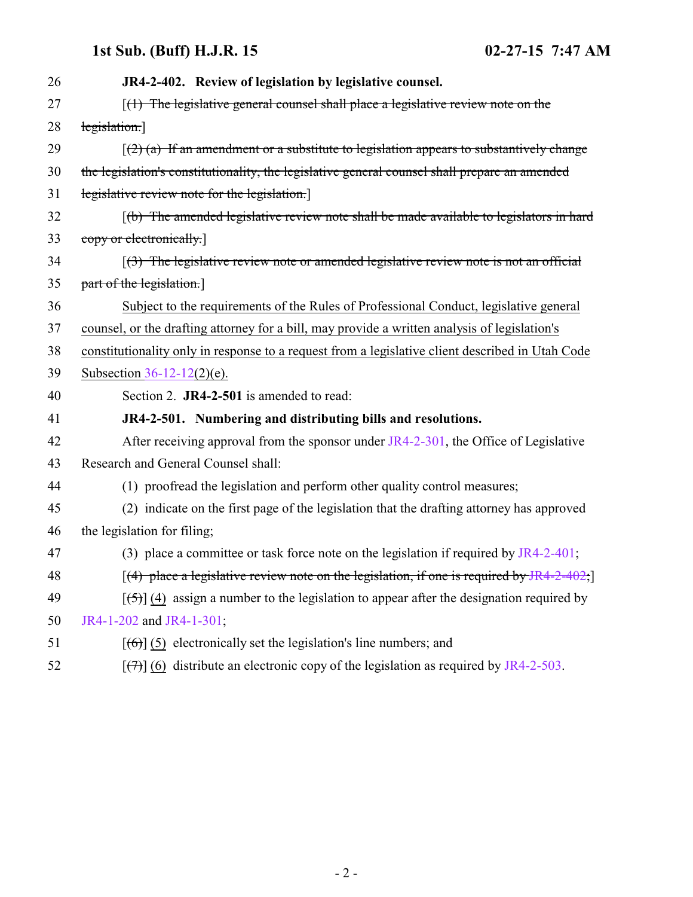26 **JR4-2-402. Review of legislation by legislative counsel.**

27 [~~(1) The legislative general counsel shall place a legislative review note on the~~

28 ~~legislation.~~]

29 [~~(2) (a) If an amendment or a substitute to legislation appears to substantively change~~

30 ~~the legislation's constitutionality, the legislative general counsel shall prepare an amended~~

31 ~~legislative review note for the legislation.~~]

32 [~~(b) The amended legislative review note shall be made available to legislators in hard~~

33 ~~copy or electronically.~~]

34 [~~(3) The legislative review note or amended legislative review note is not an official~~

35 ~~part of the legislation.~~]

36 <u>Subject to the requirements of the Rules of Professional Conduct, legislative general</u>

37 <u>counsel, or the drafting attorney for a bill, may provide a written analysis of legislation's</u>

38 <u>constitutionality only in response to a request from a legislative client described in Utah Code</u>

39 <u>Subsection 36-12-12(2)(e).</u>

40 Section 2. **JR4-2-501** is amended to read:

41 **JR4-2-501. Numbering and distributing bills and resolutions.**

42 After receiving approval from the sponsor under JR4-2-301, the Office of Legislative

43 Research and General Counsel shall:

44 (1) proofread the legislation and perform other quality control measures;

45 (2) indicate on the first page of the legislation that the drafting attorney has approved

46 the legislation for filing;

47 (3) place a committee or task force note on the legislation if required by JR4-2-401;

48 [~~(4) place a legislative review note on the legislation, if one is required by JR4-2-402;~~]

49 [~~(5)~~] <u>(4)</u> assign a number to the legislation to appear after the designation required by

50 JR4-1-202 and JR4-1-301;

51 [~~(6)~~] <u>(5)</u> electronically set the legislation's line numbers; and

52 [~~(7)~~] <u>(6)</u> distribute an electronic copy of the legislation as required by JR4-2-503.